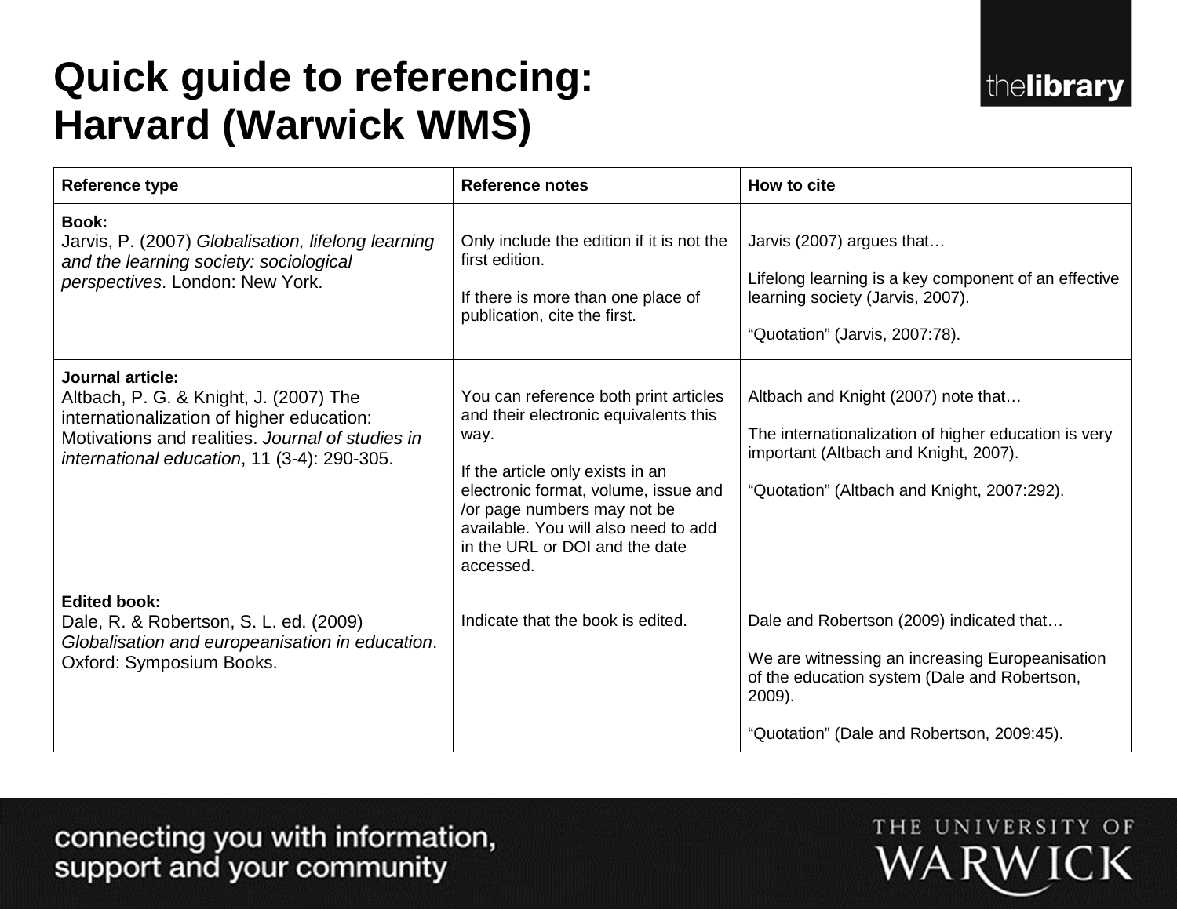# Quick guide to referencing: Harvard (Warwick WMS)

| Reference type | Reference notes | How to cite |
|---|---|---|
| **Book:**<br>Jarvis, P. (2007) *Globalisation, lifelong learning and the learning society: sociological perspectives*. London: New York. | Only include the edition if it is not the first edition.<br><br>If there is more than one place of publication, cite the first. | Jarvis (2007) argues that…<br><br>Lifelong learning is a key component of an effective learning society (Jarvis, 2007).<br><br>“Quotation” (Jarvis, 2007:78). |
| **Journal article:**<br>Altbach, P. G. & Knight, J. (2007) The internationalization of higher education: Motivations and realities. *Journal of studies in international education*, 11 (3-4): 290-305. | You can reference both print articles and their electronic equivalents this way.<br><br>If the article only exists in an electronic format, volume, issue and /or page numbers may not be available. You will also need to add in the URL or DOI and the date accessed. | Altbach and Knight (2007) note that…<br><br>The internationalization of higher education is very important (Altbach and Knight, 2007).<br><br>“Quotation” (Altbach and Knight, 2007:292). |
| **Edited book:**<br>Dale, R. & Robertson, S. L. ed. (2009) *Globalisation and europeanisation in education*. Oxford: Symposium Books. | Indicate that the book is edited. | Dale and Robertson (2009) indicated that…<br><br>We are witnessing an increasing Europeanisation of the education system (Dale and Robertson, 2009).<br><br>“Quotation” (Dale and Robertson, 2009:45). |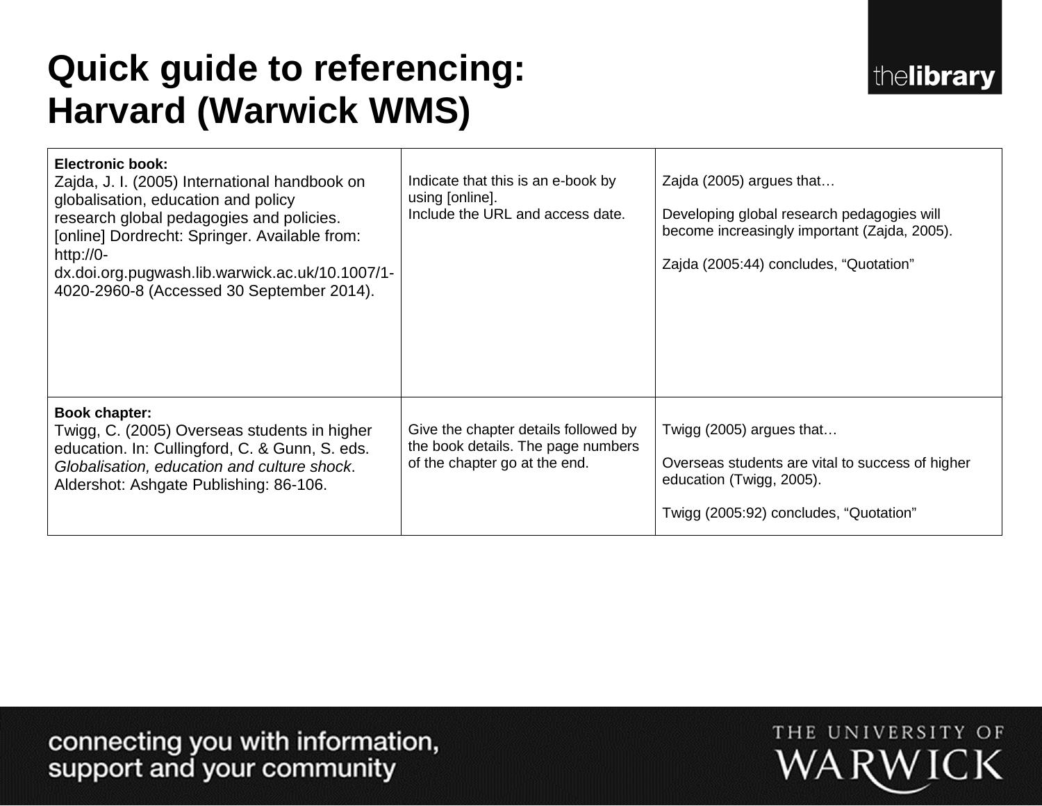# Quick guide to referencing: Harvard (Warwick WMS)

| | | |
|---|---|---|
| **Electronic book:**<br>Zajda, J. I. (2005) International handbook on globalisation, education and policy research global pedagogies and policies. [online] Dordrecht: Springer. Available from: http://0-dx.doi.org.pugwash.lib.warwick.ac.uk/10.1007/1-4020-2960-8 (Accessed 30 September 2014). | Indicate that this is an e-book by using [online].<br>Include the URL and access date. | Zajda (2005) argues that…<br><br>Developing global research pedagogies will become increasingly important (Zajda, 2005).<br><br>Zajda (2005:44) concludes, "Quotation" |
| **Book chapter:**<br>Twigg, C. (2005) Overseas students in higher education. In: Cullingford, C. & Gunn, S. eds. *Globalisation, education and culture shock*. Aldershot: Ashgate Publishing: 86-106. | Give the chapter details followed by the book details. The page numbers of the chapter go at the end. | Twigg (2005) argues that…<br><br>Overseas students are vital to success of higher education (Twigg, 2005).<br><br>Twigg (2005:92) concludes, "Quotation" |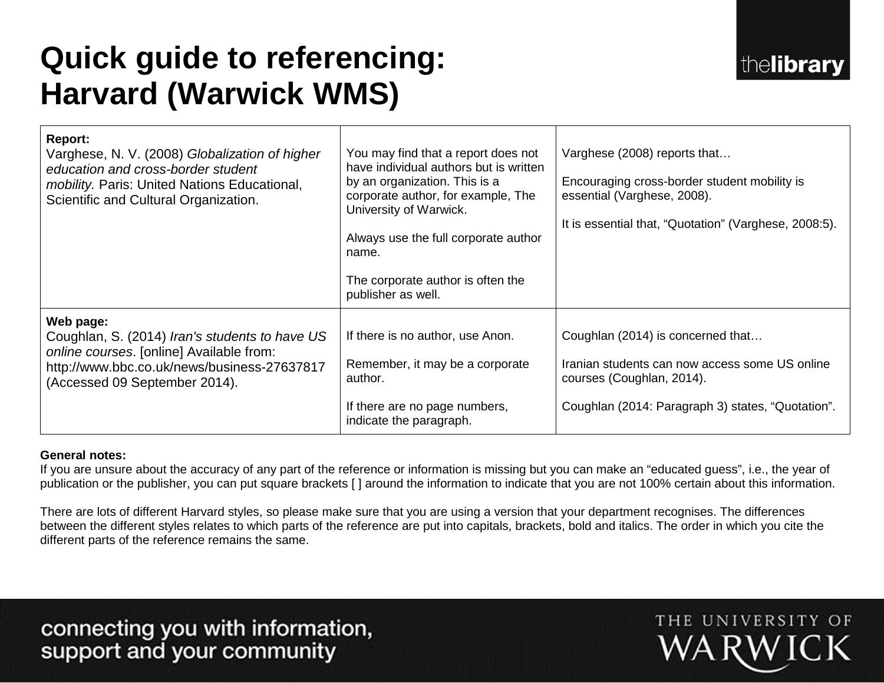# Quick guide to referencing: Harvard (Warwick WMS)

| | | |
|---|---|---|
| **Report:**<br>Varghese, N. V. (2008) *Globalization of higher education and cross-border student mobility.* Paris: United Nations Educational, Scientific and Cultural Organization. | You may find that a report does not have individual authors but is written by an organization. This is a corporate author, for example, The University of Warwick.<br><br>Always use the full corporate author name.<br><br>The corporate author is often the publisher as well. | Varghese (2008) reports that…<br><br>Encouraging cross-border student mobility is essential (Varghese, 2008).<br><br>It is essential that, "Quotation" (Varghese, 2008:5). |
| **Web page:**<br>Coughlan, S. (2014) *Iran's students to have US online courses*. [online] Available from: http://www.bbc.co.uk/news/business-27637817 (Accessed 09 September 2014). | If there is no author, use Anon.<br><br>Remember, it may be a corporate author.<br><br>If there are no page numbers, indicate the paragraph. | Coughlan (2014) is concerned that…<br><br>Iranian students can now access some US online courses (Coughlan, 2014).<br><br>Coughlan (2014: Paragraph 3) states, "Quotation". |

**General notes:**
If you are unsure about the accuracy of any part of the reference or information is missing but you can make an "educated guess", i.e., the year of publication or the publisher, you can put square brackets [ ] around the information to indicate that you are not 100% certain about this information.

There are lots of different Harvard styles, so please make sure that you are using a version that your department recognises. The differences between the different styles relates to which parts of the reference are put into capitals, brackets, bold and italics. The order in which you cite the different parts of the reference remains the same.